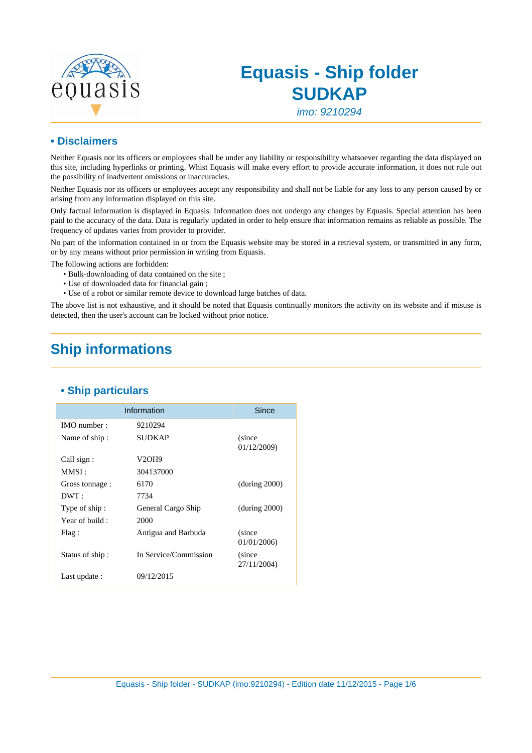# Equasis - Ship folder
# SUDKAP

*imo: 9210294*

## • Disclaimers

Neither Equasis nor its officers or employees shall be under any liability or responsibility whatsoever regarding the data displayed on this site, including hyperlinks or printing. Whist Equasis will make every effort to provide accurate information, it does not rule out the possibility of inadvertent omissions or inaccuracies.

Neither Equasis nor its officers or employees accept any responsibility and shall not be liable for any loss to any person caused by or arising from any information displayed on this site.

Only factual information is displayed in Equasis. Information does not undergo any changes by Equasis. Special attention has been paid to the accuracy of the data. Data is regularly updated in order to help ensure that information remains as reliable as possible. The frequency of updates varies from provider to provider.

No part of the information contained in or from the Equasis website may be stored in a retrieval system, or transmitted in any form, or by any means without prior permission in writing from Equasis.

The following actions are forbidden:

- Bulk-downloading of data contained on the site ;
- Use of downloaded data for financial gain ;
- Use of a robot or similar remote device to download large batches of data.

The above list is not exhaustive, and it should be noted that Equasis continually monitors the activity on its website and if misuse is detected, then the user's account can be locked without prior notice.

# Ship informations

## • Ship particulars

| Information | | Since |
|---|---|---|
| IMO number : | 9210294 | |
| Name of ship : | SUDKAP | (since 01/12/2009) |
| Call sign : | V2OH9 | |
| MMSI : | 304137000 | |
| Gross tonnage : | 6170 | (during 2000) |
| DWT : | 7734 | |
| Type of ship : | General Cargo Ship | (during 2000) |
| Year of build : | 2000 | |
| Flag : | Antigua and Barbuda | (since 01/01/2006) |
| Status of ship : | In Service/Commission | (since 27/11/2004) |
| Last update : | 09/12/2015 | |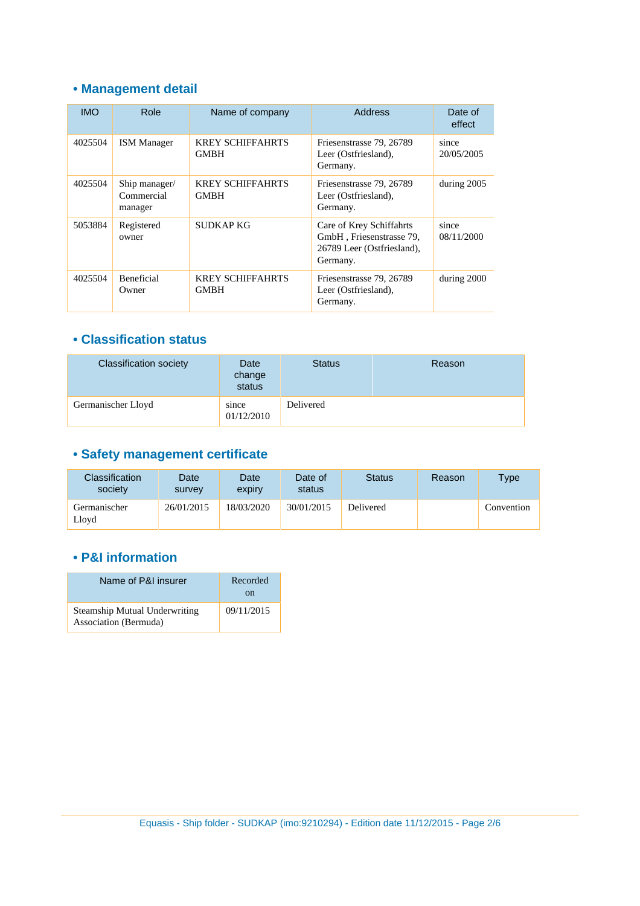## • Management detail

| IMO | Role | Name of company | Address | Date of effect |
|---|---|---|---|---|
| 4025504 | ISM Manager | KREY SCHIFFAHRTS GMBH | Friesenstrasse 79, 26789 Leer (Ostfriesland), Germany. | since 20/05/2005 |
| 4025504 | Ship manager/ Commercial manager | KREY SCHIFFAHRTS GMBH | Friesenstrasse 79, 26789 Leer (Ostfriesland), Germany. | during 2005 |
| 5053884 | Registered owner | SUDKAP KG | Care of Krey Schiffahrts GmbH , Friesenstrasse 79, 26789 Leer (Ostfriesland), Germany. | since 08/11/2000 |
| 4025504 | Beneficial Owner | KREY SCHIFFAHRTS GMBH | Friesenstrasse 79, 26789 Leer (Ostfriesland), Germany. | during 2000 |

## • Classification status

| Classification society | Date change status | Status | Reason |
|---|---|---|---|
| Germanischer Lloyd | since 01/12/2010 | Delivered | |

## • Safety management certificate

| Classification society | Date survey | Date expiry | Date of status | Status | Reason | Type |
|---|---|---|---|---|---|---|
| Germanischer Lloyd | 26/01/2015 | 18/03/2020 | 30/01/2015 | Delivered | | Convention |

## • P&I information

| Name of P&I insurer | Recorded on |
|---|---|
| Steamship Mutual Underwriting Association (Bermuda) | 09/11/2015 |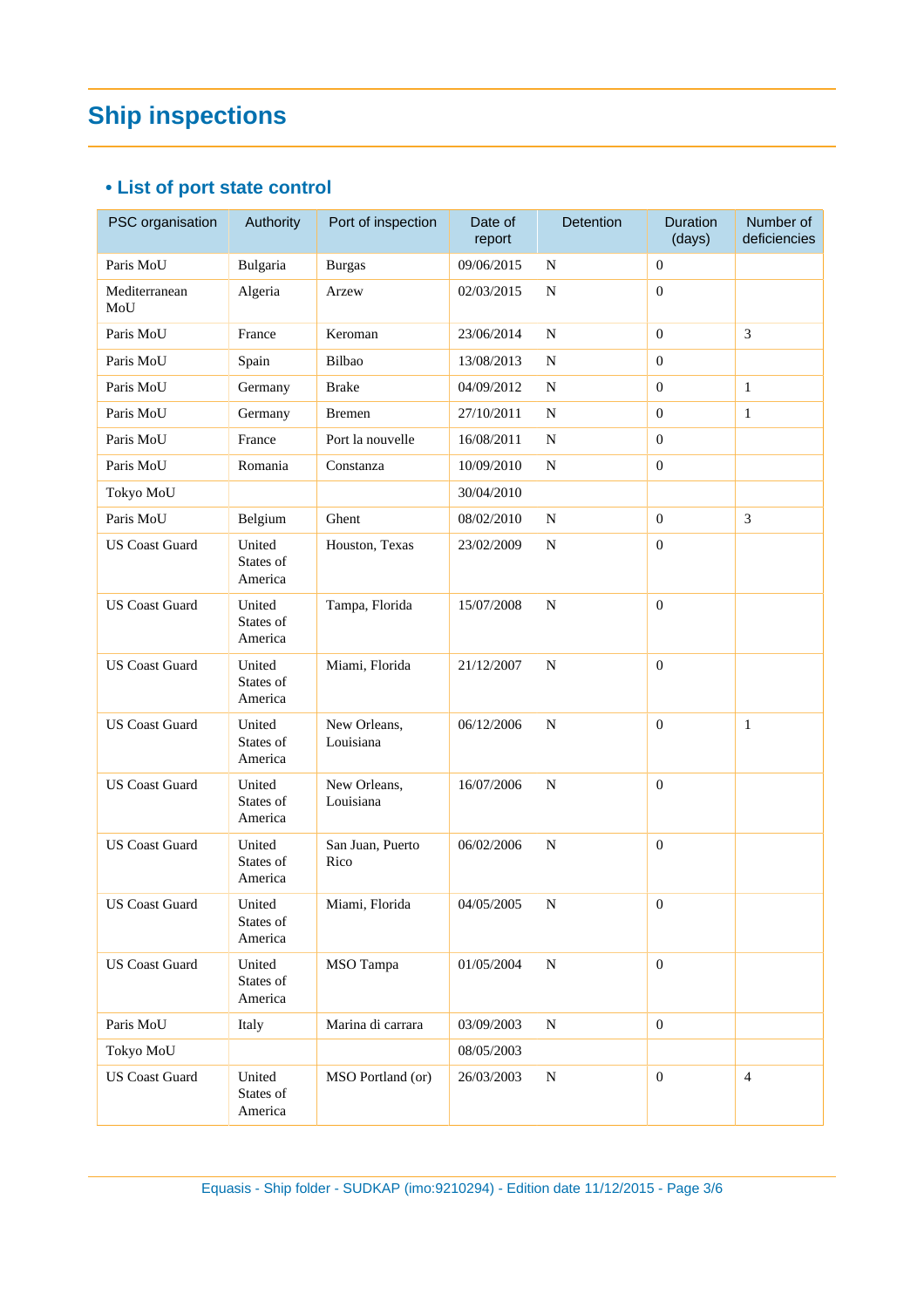# Ship inspections

## • List of port state control

| PSC organisation | Authority | Port of inspection | Date of report | Detention | Duration (days) | Number of deficiencies |
|---|---|---|---|---|---|---|
| Paris MoU | Bulgaria | Burgas | 09/06/2015 | N | 0 | |
| Mediterranean MoU | Algeria | Arzew | 02/03/2015 | N | 0 | |
| Paris MoU | France | Keroman | 23/06/2014 | N | 0 | 3 |
| Paris MoU | Spain | Bilbao | 13/08/2013 | N | 0 | |
| Paris MoU | Germany | Brake | 04/09/2012 | N | 0 | 1 |
| Paris MoU | Germany | Bremen | 27/10/2011 | N | 0 | 1 |
| Paris MoU | France | Port la nouvelle | 16/08/2011 | N | 0 | |
| Paris MoU | Romania | Constanza | 10/09/2010 | N | 0 | |
| Tokyo MoU | | | 30/04/2010 | | | |
| Paris MoU | Belgium | Ghent | 08/02/2010 | N | 0 | 3 |
| US Coast Guard | United States of America | Houston, Texas | 23/02/2009 | N | 0 | |
| US Coast Guard | United States of America | Tampa, Florida | 15/07/2008 | N | 0 | |
| US Coast Guard | United States of America | Miami, Florida | 21/12/2007 | N | 0 | |
| US Coast Guard | United States of America | New Orleans, Louisiana | 06/12/2006 | N | 0 | 1 |
| US Coast Guard | United States of America | New Orleans, Louisiana | 16/07/2006 | N | 0 | |
| US Coast Guard | United States of America | San Juan, Puerto Rico | 06/02/2006 | N | 0 | |
| US Coast Guard | United States of America | Miami, Florida | 04/05/2005 | N | 0 | |
| US Coast Guard | United States of America | MSO Tampa | 01/05/2004 | N | 0 | |
| Paris MoU | Italy | Marina di carrara | 03/09/2003 | N | 0 | |
| Tokyo MoU | | | 08/05/2003 | | | |
| US Coast Guard | United States of America | MSO Portland (or) | 26/03/2003 | N | 0 | 4 |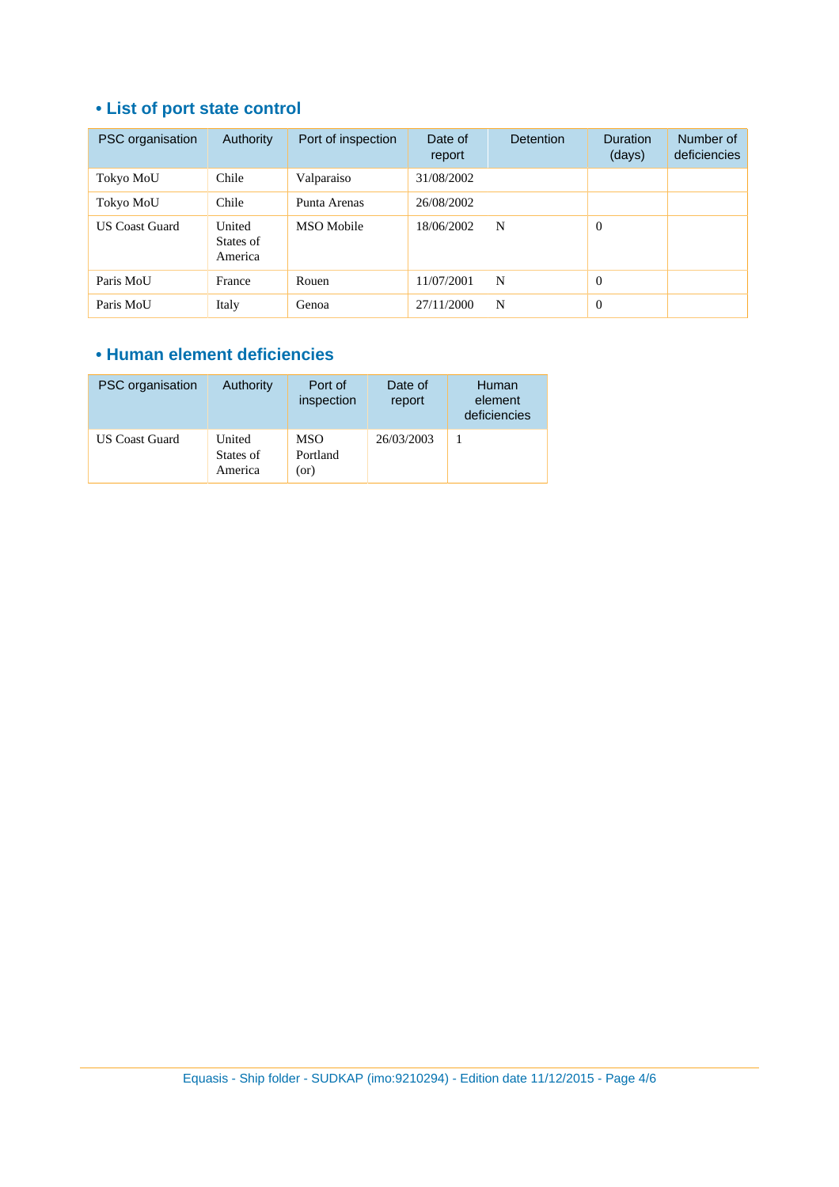## • List of port state control

| PSC organisation | Authority | Port of inspection | Date of report | Detention | Duration (days) | Number of deficiencies |
|---|---|---|---|---|---|---|
| Tokyo MoU | Chile | Valparaiso | 31/08/2002 | | | |
| Tokyo MoU | Chile | Punta Arenas | 26/08/2002 | | | |
| US Coast Guard | United States of America | MSO Mobile | 18/06/2002 | N | 0 | |
| Paris MoU | France | Rouen | 11/07/2001 | N | 0 | |
| Paris MoU | Italy | Genoa | 27/11/2000 | N | 0 | |

## • Human element deficiencies

| PSC organisation | Authority | Port of inspection | Date of report | Human element deficiencies |
|---|---|---|---|---|
| US Coast Guard | United States of America | MSO Portland (or) | 26/03/2003 | 1 |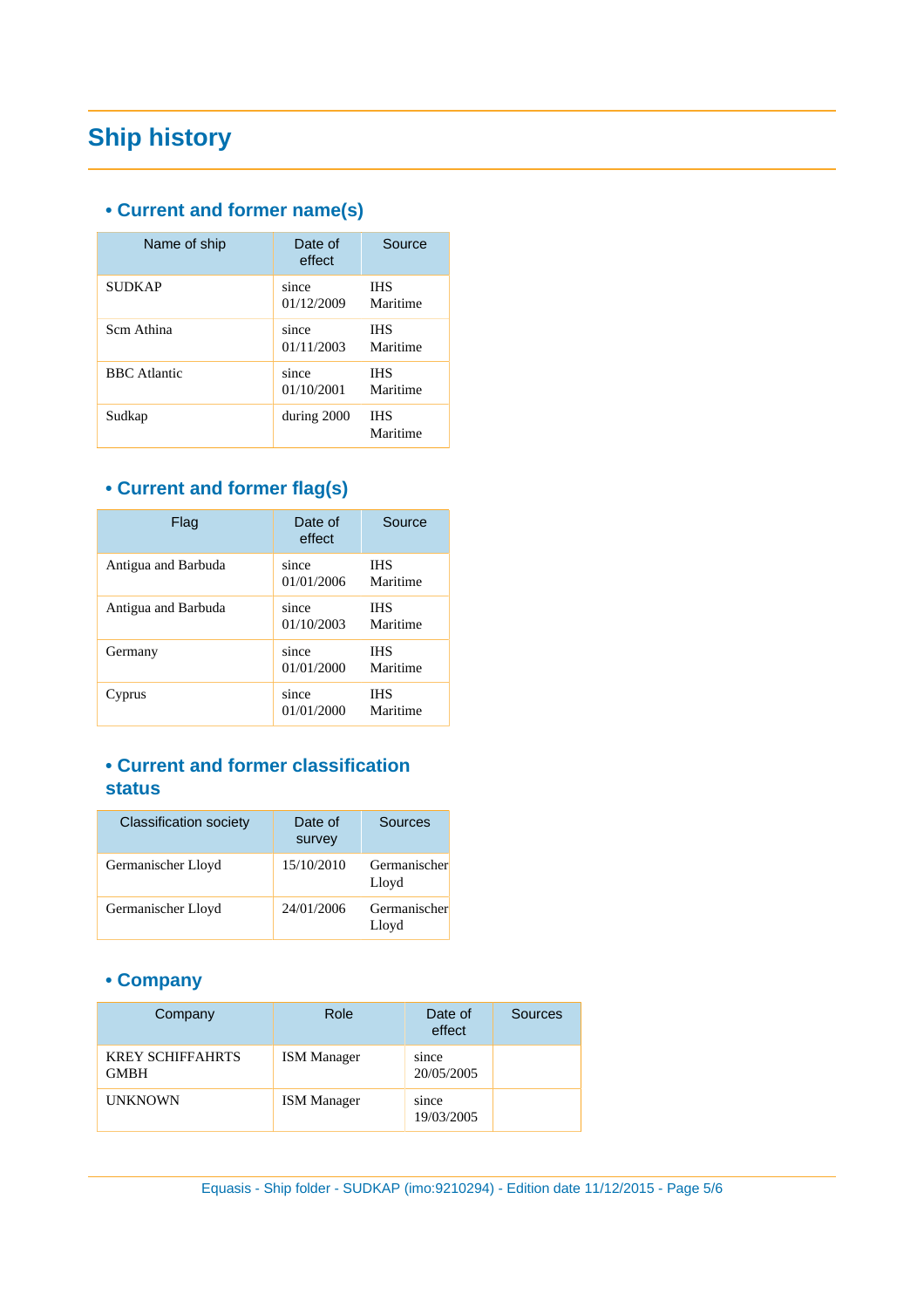# Ship history

## • Current and former name(s)

| Name of ship | Date of effect | Source |
|---|---|---|
| SUDKAP | since 01/12/2009 | IHS Maritime |
| Scm Athina | since 01/11/2003 | IHS Maritime |
| BBC Atlantic | since 01/10/2001 | IHS Maritime |
| Sudkap | during 2000 | IHS Maritime |

## • Current and former flag(s)

| Flag | Date of effect | Source |
|---|---|---|
| Antigua and Barbuda | since 01/01/2006 | IHS Maritime |
| Antigua and Barbuda | since 01/10/2003 | IHS Maritime |
| Germany | since 01/01/2000 | IHS Maritime |
| Cyprus | since 01/01/2000 | IHS Maritime |

## • Current and former classification status

| Classification society | Date of survey | Sources |
|---|---|---|
| Germanischer Lloyd | 15/10/2010 | Germanischer Lloyd |
| Germanischer Lloyd | 24/01/2006 | Germanischer Lloyd |

## • Company

| Company | Role | Date of effect | Sources |
|---|---|---|---|
| KREY SCHIFFAHRTS GMBH | ISM Manager | since 20/05/2005 | |
| UNKNOWN | ISM Manager | since 19/03/2005 | |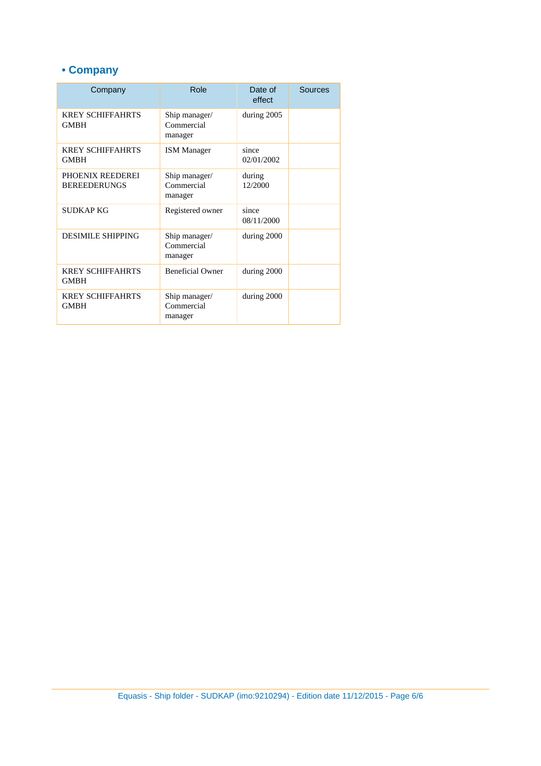## • Company

| Company | Role | Date of effect | Sources |
|---|---|---|---|
| KREY SCHIFFAHRTS GMBH | Ship manager/ Commercial manager | during 2005 | |
| KREY SCHIFFAHRTS GMBH | ISM Manager | since 02/01/2002 | |
| PHOENIX REEDEREI BEREEDERUNGS | Ship manager/ Commercial manager | during 12/2000 | |
| SUDKAP KG | Registered owner | since 08/11/2000 | |
| DESIMILE SHIPPING | Ship manager/ Commercial manager | during 2000 | |
| KREY SCHIFFAHRTS GMBH | Beneficial Owner | during 2000 | |
| KREY SCHIFFAHRTS GMBH | Ship manager/ Commercial manager | during 2000 | |